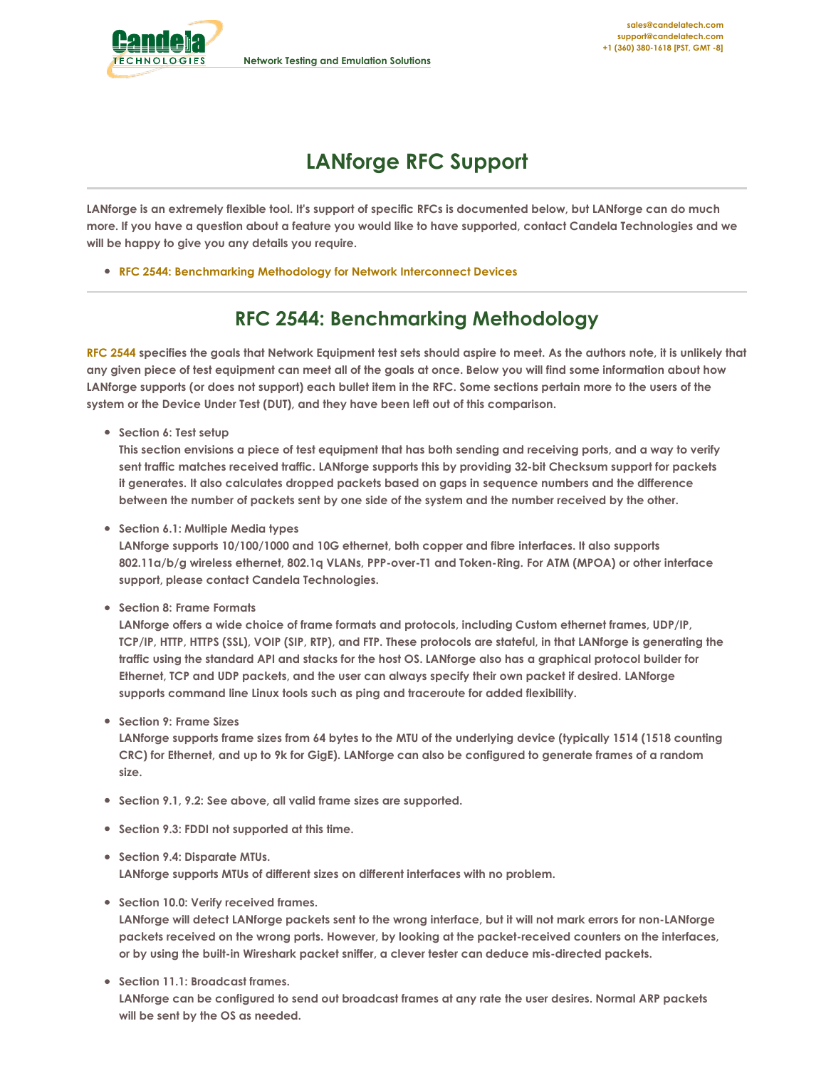# LANforge RFC Support

LANforge is an extremely flexible tool. It's support of specific RFCs is documented below, but LANforge can do much more. If you have a question about a feature you would like to have supported, contact Candela Technologies and we will be happy to give you any details you require.

- RFC 2544: Benchmarking Methodology for Network Interconnect Devices

## RFC 2544: Benchmarking Methodology

RFC 2544 specifies the goals that Network Equipment test sets should aspire to meet. As the authors note, it is unlikely that any given piece of test equipment can meet all of the goals at once. Below you will find some information about how LANforge supports (or does not support) each bullet item in the RFC. Some sections pertain more to the users of the system or the Device Under Test (DUT), and they have been left out of this comparison.

- Section 6: Test setup
  This section envisions a piece of test equipment that has both sending and receiving ports, and a way to verify sent traffic matches received traffic. LANforge supports this by providing 32-bit Checksum support for packets it generates. It also calculates dropped packets based on gaps in sequence numbers and the difference between the number of packets sent by one side of the system and the number received by the other.

- Section 6.1: Multiple Media types
  LANforge supports 10/100/1000 and 10G ethernet, both copper and fibre interfaces. It also supports 802.11a/b/g wireless ethernet, 802.1q VLANs, PPP-over-T1 and Token-Ring. For ATM (MPOA) or other interface support, please contact Candela Technologies.

- Section 8: Frame Formats
  LANforge offers a wide choice of frame formats and protocols, including Custom ethernet frames, UDP/IP, TCP/IP, HTTP, HTTPS (SSL), VOIP (SIP, RTP), and FTP. These protocols are stateful, in that LANforge is generating the traffic using the standard API and stacks for the host OS. LANforge also has a graphical protocol builder for Ethernet, TCP and UDP packets, and the user can always specify their own packet if desired. LANforge supports command line Linux tools such as ping and traceroute for added flexibility.

- Section 9: Frame Sizes
  LANforge supports frame sizes from 64 bytes to the MTU of the underlying device (typically 1514 (1518 counting CRC) for Ethernet, and up to 9k for GigE). LANforge can also be configured to generate frames of a random size.

- Section 9.1, 9.2: See above, all valid frame sizes are supported.

- Section 9.3: FDDI not supported at this time.

- Section 9.4: Disparate MTUs.
  LANforge supports MTUs of different sizes on different interfaces with no problem.

- Section 10.0: Verify received frames.
  LANforge will detect LANforge packets sent to the wrong interface, but it will not mark errors for non-LANforge packets received on the wrong ports. However, by looking at the packet-received counters on the interfaces, or by using the built-in Wireshark packet sniffer, a clever tester can deduce mis-directed packets.

- Section 11.1: Broadcast frames.
  LANforge can be configured to send out broadcast frames at any rate the user desires. Normal ARP packets will be sent by the OS as needed.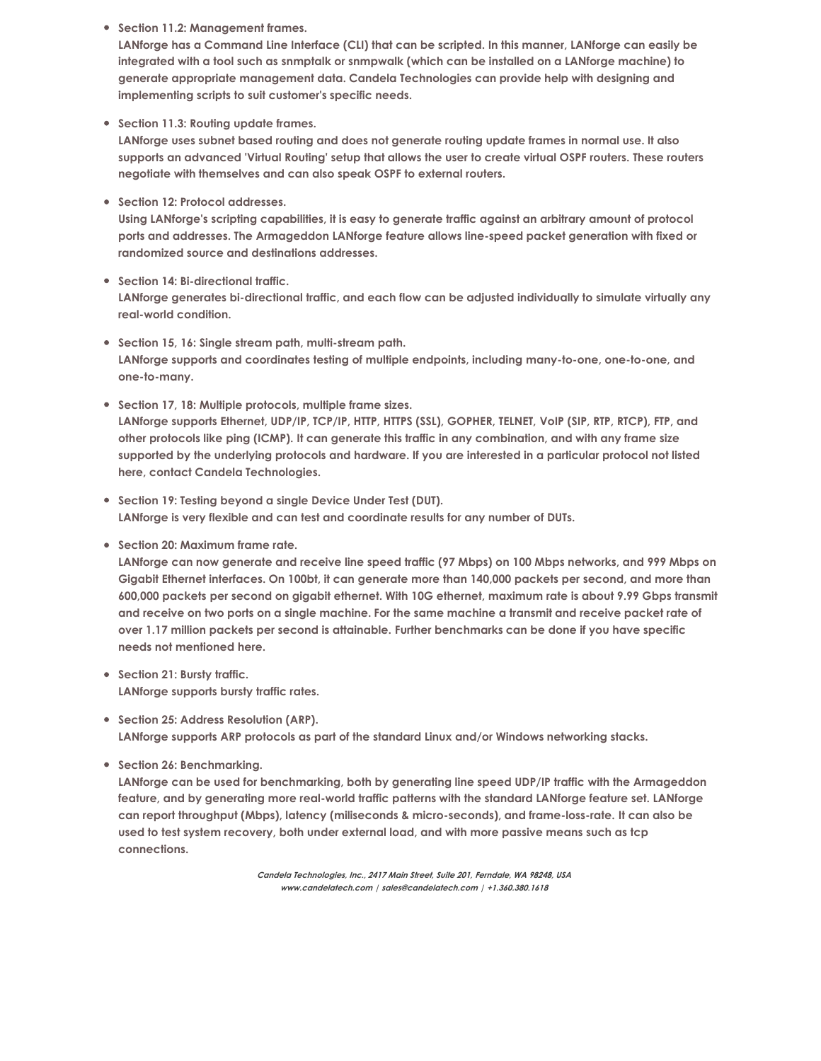- **Section 11.2: Management frames.**
  **LANforge has a Command Line Interface (CLI) that can be scripted. In this manner, LANforge can easily be integrated with a tool such as snmptalk or snmpwalk (which can be installed on a LANforge machine) to generate appropriate management data. Candela Technologies can provide help with designing and implementing scripts to suit customer's specific needs.**

- **Section 11.3: Routing update frames.**
  **LANforge uses subnet based routing and does not generate routing update frames in normal use. It also supports an advanced 'Virtual Routing' setup that allows the user to create virtual OSPF routers. These routers negotiate with themselves and can also speak OSPF to external routers.**

- **Section 12: Protocol addresses.**
  **Using LANforge's scripting capabilities, it is easy to generate traffic against an arbitrary amount of protocol ports and addresses. The Armageddon LANforge feature allows line-speed packet generation with fixed or randomized source and destinations addresses.**

- **Section 14: Bi-directional traffic.**
  **LANforge generates bi-directional traffic, and each flow can be adjusted individually to simulate virtually any real-world condition.**

- **Section 15, 16: Single stream path, multi-stream path.**
  **LANforge supports and coordinates testing of multiple endpoints, including many-to-one, one-to-one, and one-to-many.**

- **Section 17, 18: Multiple protocols, multiple frame sizes.**
  **LANforge supports Ethernet, UDP/IP, TCP/IP, HTTP, HTTPS (SSL), GOPHER, TELNET, VoIP (SIP, RTP, RTCP), FTP, and other protocols like ping (ICMP). It can generate this traffic in any combination, and with any frame size supported by the underlying protocols and hardware. If you are interested in a particular protocol not listed here, contact Candela Technologies.**

- **Section 19: Testing beyond a single Device Under Test (DUT).**
  **LANforge is very flexible and can test and coordinate results for any number of DUTs.**

- **Section 20: Maximum frame rate.**
  **LANforge can now generate and receive line speed traffic (97 Mbps) on 100 Mbps networks, and 999 Mbps on Gigabit Ethernet interfaces. On 100bt, it can generate more than 140,000 packets per second, and more than 600,000 packets per second on gigabit ethernet. With 10G ethernet, maximum rate is about 9.99 Gbps transmit and receive on two ports on a single machine. For the same machine a transmit and receive packet rate of over 1.17 million packets per second is attainable. Further benchmarks can be done if you have specific needs not mentioned here.**

- **Section 21: Bursty traffic.**
  **LANforge supports bursty traffic rates.**

- **Section 25: Address Resolution (ARP).**
  **LANforge supports ARP protocols as part of the standard Linux and/or Windows networking stacks.**

- **Section 26: Benchmarking.**
  **LANforge can be used for benchmarking, both by generating line speed UDP/IP traffic with the Armageddon feature, and by generating more real-world traffic patterns with the standard LANforge feature set. LANforge can report throughput (Mbps), latency (miliseconds & micro-seconds), and frame-loss-rate. It can also be used to test system recovery, both under external load, and with more passive means such as tcp connections.**

*Candela Technologies, Inc., 2417 Main Street, Suite 201, Ferndale, WA 98248, USA*
*www.candelatech.com | sales@candelatech.com | +1.360.380.1618*